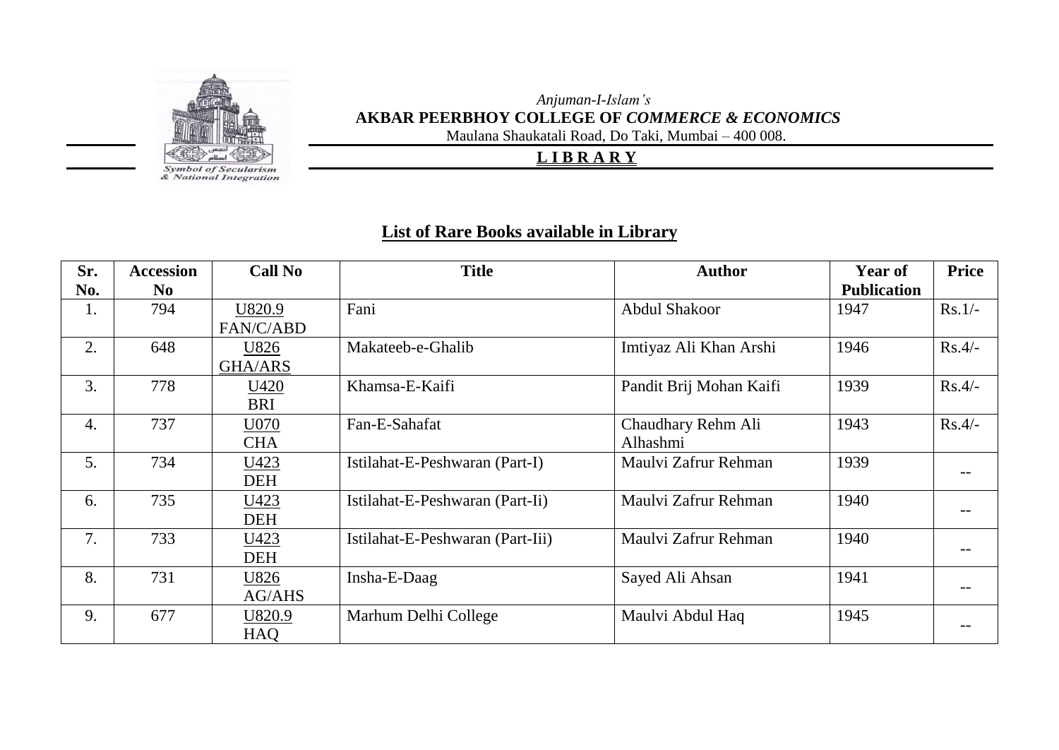*Anjuman-I-Islam's*

**AKBAR PEERBHOY COLLEGE OF *COMMERCE & ECONOMICS***

Maulana Shaukatali Road, Do Taki, Mumbai – 400 008.

**L I B R A R Y**

Symbol of Secularism & National Integration

## List of Rare Books available in Library

| Sr. No. | Accession No | Call No | Title | Author | Year of Publication | Price |
|---|---|---|---|---|---|---|
| 1. | 794 | U820.9 FAN/C/ABD | Fani | Abdul Shakoor | 1947 | Rs.1/- |
| 2. | 648 | U826 GHA/ARS | Makateeb-e-Ghalib | Imtiyaz Ali Khan Arshi | 1946 | Rs.4/- |
| 3. | 778 | U420 BRI | Khamsa-E-Kaifi | Pandit Brij Mohan Kaifi | 1939 | Rs.4/- |
| 4. | 737 | U070 CHA | Fan-E-Sahafat | Chaudhary Rehm Ali Alhashmi | 1943 | Rs.4/- |
| 5. | 734 | U423 DEH | Istilahat-E-Peshwaran (Part-I) | Maulvi Zafrur Rehman | 1939 | -- |
| 6. | 735 | U423 DEH | Istilahat-E-Peshwaran (Part-Ii) | Maulvi Zafrur Rehman | 1940 | -- |
| 7. | 733 | U423 DEH | Istilahat-E-Peshwaran (Part-Iii) | Maulvi Zafrur Rehman | 1940 | -- |
| 8. | 731 | U826 AG/AHS | Insha-E-Daag | Sayed Ali Ahsan | 1941 | -- |
| 9. | 677 | U820.9 HAQ | Marhum Delhi College | Maulvi Abdul Haq | 1945 | -- |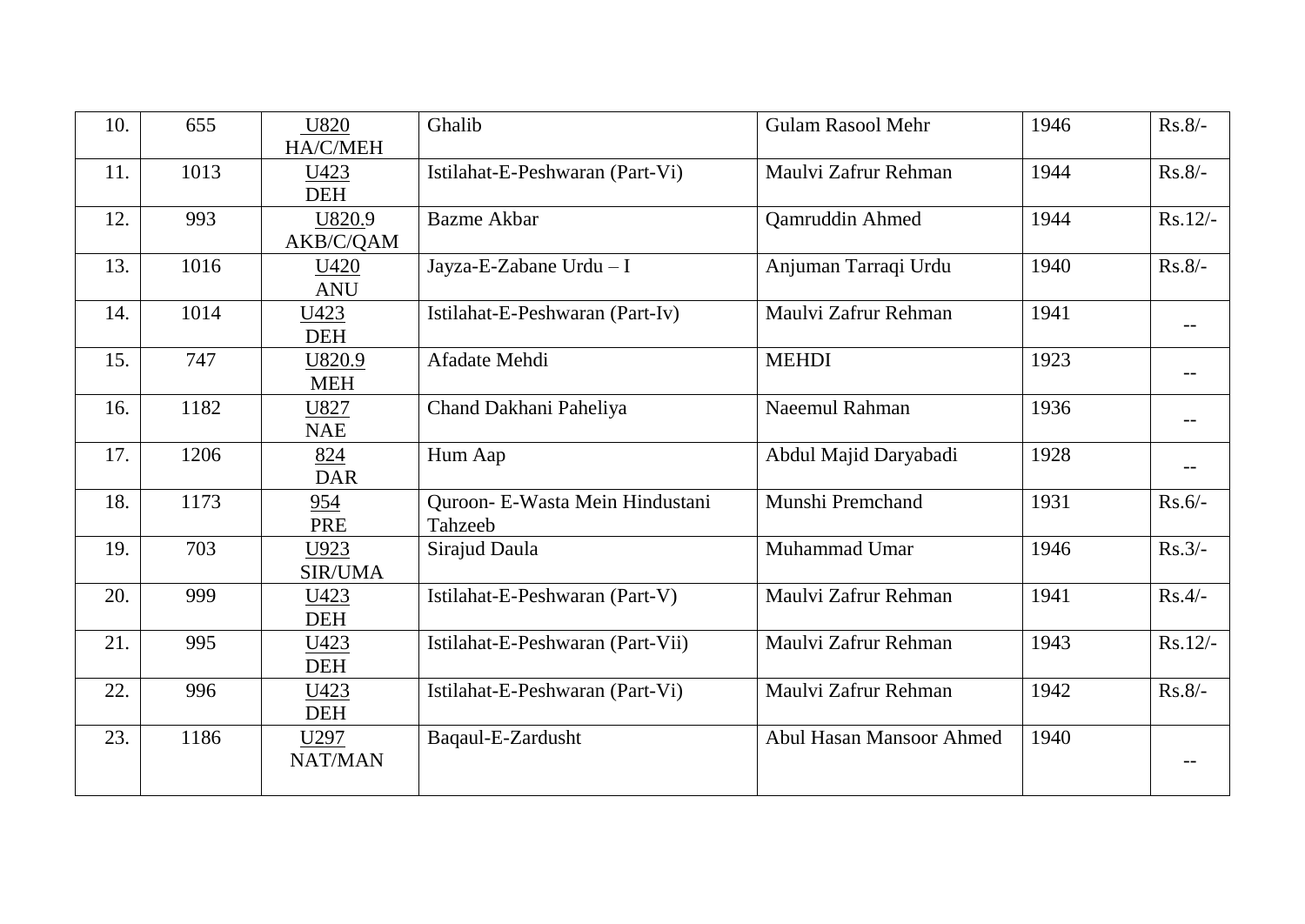| 10. | 655 | U820 HA/C/MEH | Ghalib | Gulam Rasool Mehr | 1946 | Rs.8/- |
|---|---|---|---|---|---|---|
| 11. | 1013 | U423 DEH | Istilahat-E-Peshwaran (Part-Vi) | Maulvi Zafrur Rehman | 1944 | Rs.8/- |
| 12. | 993 | U820.9 AKB/C/QAM | Bazme Akbar | Qamruddin Ahmed | 1944 | Rs.12/- |
| 13. | 1016 | U420 ANU | Jayza-E-Zabane Urdu – I | Anjuman Tarraqi Urdu | 1940 | Rs.8/- |
| 14. | 1014 | U423 DEH | Istilahat-E-Peshwaran (Part-Iv) | Maulvi Zafrur Rehman | 1941 | -- |
| 15. | 747 | U820.9 MEH | Afadate Mehdi | MEHDI | 1923 | -- |
| 16. | 1182 | U827 NAE | Chand Dakhani Paheliya | Naeemul Rahman | 1936 | -- |
| 17. | 1206 | 824 DAR | Hum Aap | Abdul Majid Daryabadi | 1928 | -- |
| 18. | 1173 | 954 PRE | Quroon- E-Wasta Mein Hindustani Tahzeeb | Munshi Premchand | 1931 | Rs.6/- |
| 19. | 703 | U923 SIR/UMA | Sirajud Daula | Muhammad Umar | 1946 | Rs.3/- |
| 20. | 999 | U423 DEH | Istilahat-E-Peshwaran (Part-V) | Maulvi Zafrur Rehman | 1941 | Rs.4/- |
| 21. | 995 | U423 DEH | Istilahat-E-Peshwaran (Part-Vii) | Maulvi Zafrur Rehman | 1943 | Rs.12/- |
| 22. | 996 | U423 DEH | Istilahat-E-Peshwaran (Part-Vi) | Maulvi Zafrur Rehman | 1942 | Rs.8/- |
| 23. | 1186 | U297 NAT/MAN | Baqaul-E-Zardusht | Abul Hasan Mansoor Ahmed | 1940 | -- |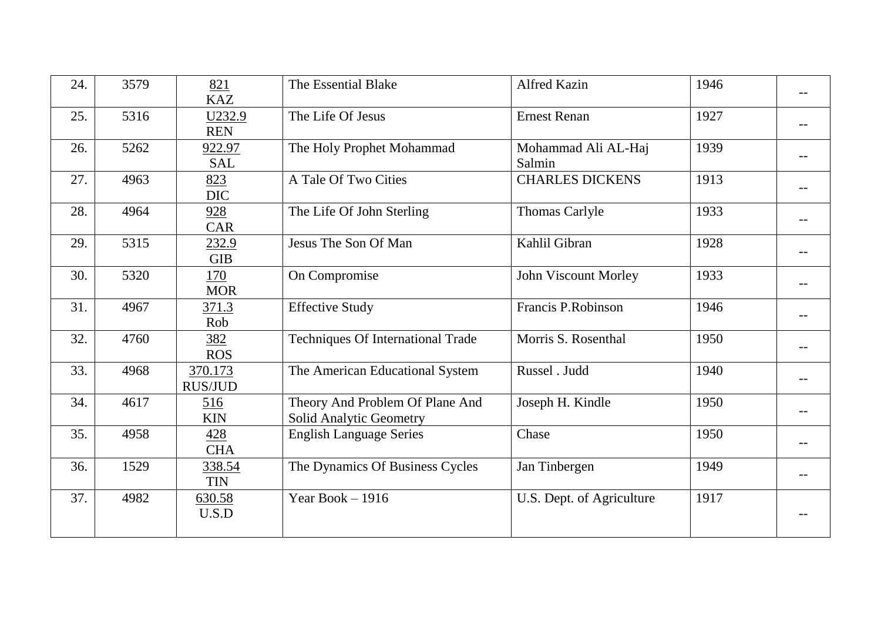| 24. | 3579 | 821 KAZ | The Essential Blake | Alfred Kazin | 1946 | -- |
|---|---|---|---|---|---|---|
| 25. | 5316 | U232.9 REN | The Life Of Jesus | Ernest Renan | 1927 | -- |
| 26. | 5262 | 922.97 SAL | The Holy Prophet Mohammad | Mohammad Ali AL-Haj Salmin | 1939 | -- |
| 27. | 4963 | 823 DIC | A Tale Of Two Cities | CHARLES DICKENS | 1913 | -- |
| 28. | 4964 | 928 CAR | The Life Of John Sterling | Thomas Carlyle | 1933 | -- |
| 29. | 5315 | 232.9 GIB | Jesus The Son Of Man | Kahlil Gibran | 1928 | -- |
| 30. | 5320 | 170 MOR | On Compromise | John Viscount Morley | 1933 | -- |
| 31. | 4967 | 371.3 Rob | Effective Study | Francis P.Robinson | 1946 | -- |
| 32. | 4760 | 382 ROS | Techniques Of International Trade | Morris S. Rosenthal | 1950 | -- |
| 33. | 4968 | 370.173 RUS/JUD | The American Educational System | Russel . Judd | 1940 | -- |
| 34. | 4617 | 516 KIN | Theory And Problem Of Plane And Solid Analytic Geometry | Joseph H. Kindle | 1950 | -- |
| 35. | 4958 | 428 CHA | English Language Series | Chase | 1950 | -- |
| 36. | 1529 | 338.54 TIN | The Dynamics Of Business Cycles | Jan Tinbergen | 1949 | -- |
| 37. | 4982 | 630.58 U.S.D | Year Book – 1916 | U.S. Dept. of Agriculture | 1917 | -- |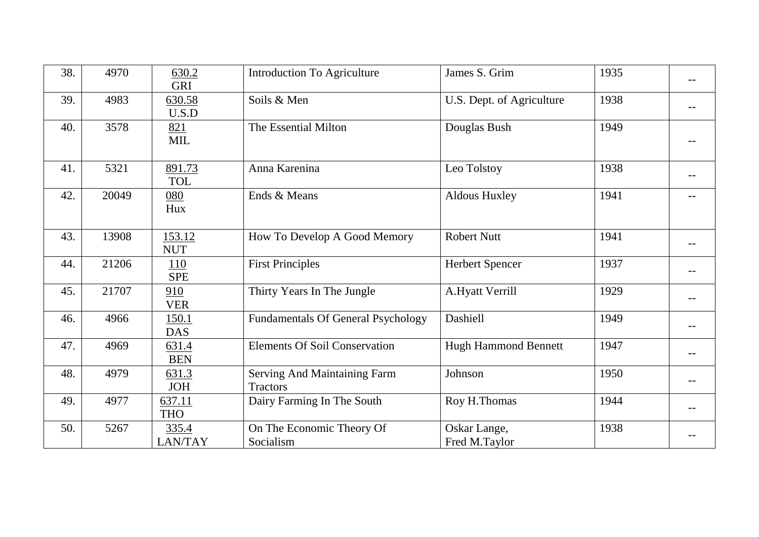| 38. | 4970 | 630.2 GRI | Introduction To Agriculture | James S. Grim | 1935 | -- |
|---|---|---|---|---|---|---|
| 39. | 4983 | 630.58 U.S.D | Soils & Men | U.S. Dept. of Agriculture | 1938 | -- |
| 40. | 3578 | 821 MIL | The Essential Milton | Douglas Bush | 1949 | -- |
| 41. | 5321 | 891.73 TOL | Anna Karenina | Leo Tolstoy | 1938 | -- |
| 42. | 20049 | 080 Hux | Ends & Means | Aldous Huxley | 1941 | -- |
| 43. | 13908 | 153.12 NUT | How To Develop A Good Memory | Robert Nutt | 1941 | -- |
| 44. | 21206 | 110 SPE | First Principles | Herbert Spencer | 1937 | -- |
| 45. | 21707 | 910 VER | Thirty Years In The Jungle | A.Hyatt Verrill | 1929 | -- |
| 46. | 4966 | 150.1 DAS | Fundamentals Of General Psychology | Dashiell | 1949 | -- |
| 47. | 4969 | 631.4 BEN | Elements Of Soil Conservation | Hugh Hammond Bennett | 1947 | -- |
| 48. | 4979 | 631.3 JOH | Serving And Maintaining Farm Tractors | Johnson | 1950 | -- |
| 49. | 4977 | 637.11 THO | Dairy Farming In The South | Roy H.Thomas | 1944 | -- |
| 50. | 5267 | 335.4 LAN/TAY | On The Economic Theory Of Socialism | Oskar Lange, Fred M.Taylor | 1938 | -- |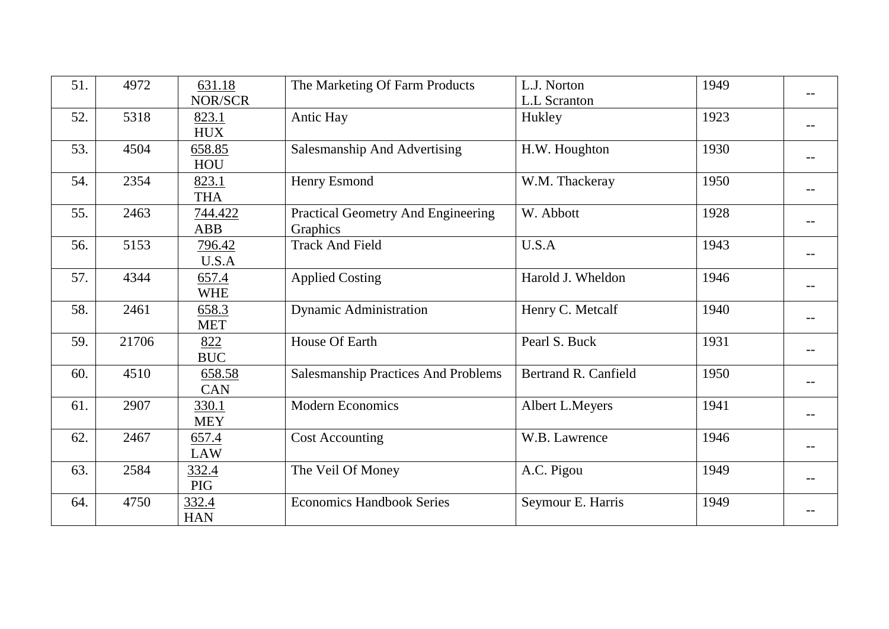| | | | | | | |
|---|---|---|---|---|---|---|
| 51. | 4972 | 631.18 NOR/SCR | The Marketing Of Farm Products | L.J. Norton L.L Scranton | 1949 | -- |
| 52. | 5318 | 823.1 HUX | Antic Hay | Hukley | 1923 | -- |
| 53. | 4504 | 658.85 HOU | Salesmanship And Advertising | H.W. Houghton | 1930 | -- |
| 54. | 2354 | 823.1 THA | Henry Esmond | W.M. Thackeray | 1950 | -- |
| 55. | 2463 | 744.422 ABB | Practical Geometry And Engineering Graphics | W. Abbott | 1928 | -- |
| 56. | 5153 | 796.42 U.S.A | Track And Field | U.S.A | 1943 | -- |
| 57. | 4344 | 657.4 WHE | Applied Costing | Harold J. Wheldon | 1946 | -- |
| 58. | 2461 | 658.3 MET | Dynamic Administration | Henry C. Metcalf | 1940 | -- |
| 59. | 21706 | 822 BUC | House Of Earth | Pearl S. Buck | 1931 | -- |
| 60. | 4510 | 658.58 CAN | Salesmanship Practices And Problems | Bertrand R. Canfield | 1950 | -- |
| 61. | 2907 | 330.1 MEY | Modern Economics | Albert L.Meyers | 1941 | -- |
| 62. | 2467 | 657.4 LAW | Cost Accounting | W.B. Lawrence | 1946 | -- |
| 63. | 2584 | 332.4 PIG | The Veil Of Money | A.C. Pigou | 1949 | -- |
| 64. | 4750 | 332.4 HAN | Economics Handbook Series | Seymour E. Harris | 1949 | -- |